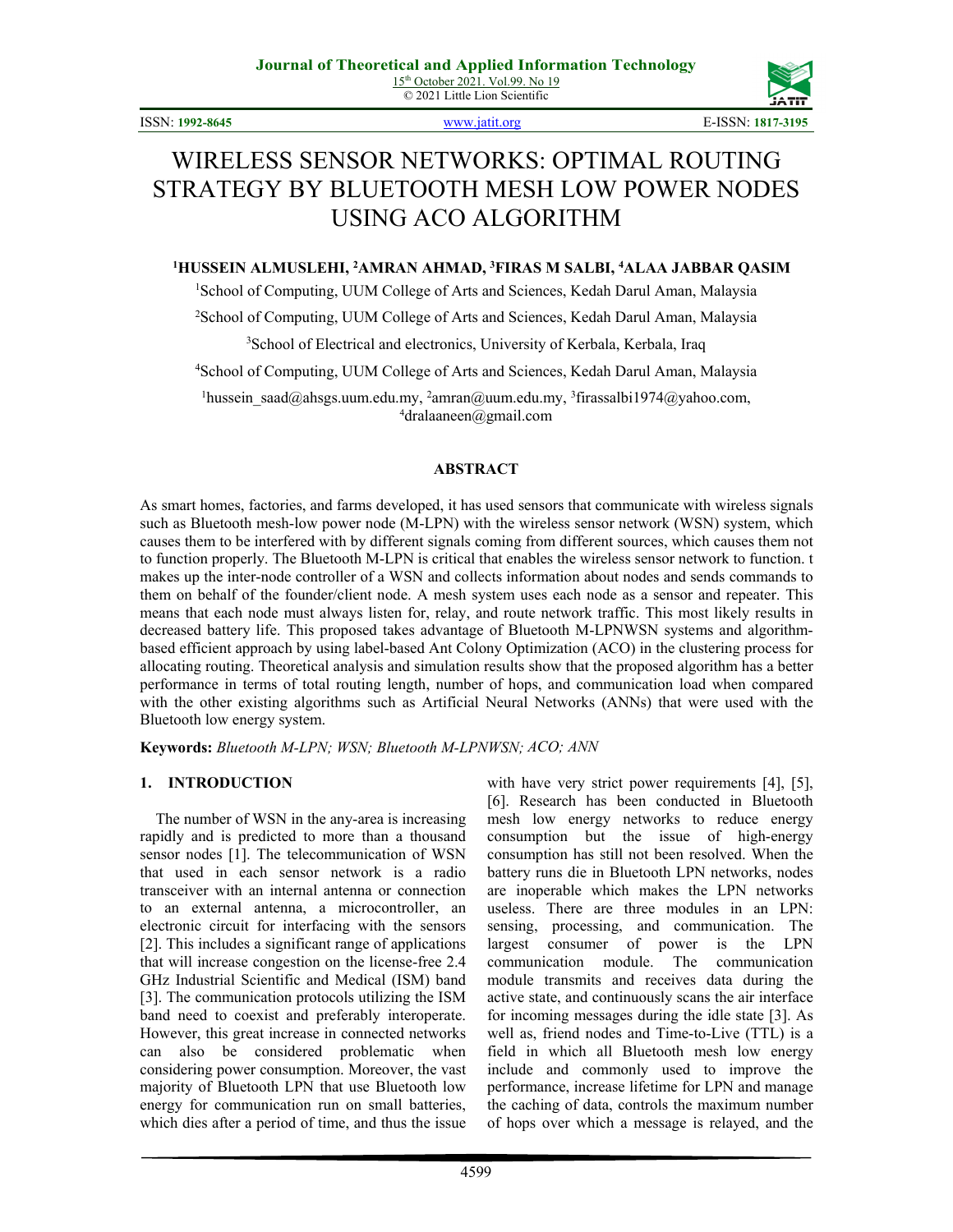# WIRELESS SENSOR NETWORKS: OPTIMAL ROUTING STRATEGY BY BLUETOOTH MESH LOW POWER NODES USING ACO ALGORITHM

**[1]HUSSEIN ALMUSLEHI, [2]AMRAN AHMAD, [3]FIRAS M SALBI, [4]ALAA JABBAR QASIM**

[1]School of Computing, UUM College of Arts and Sciences, Kedah Darul Aman, Malaysia

[2]School of Computing, UUM College of Arts and Sciences, Kedah Darul Aman, Malaysia

[3]School of Electrical and electronics, University of Kerbala, Kerbala, Iraq

[4]School of Computing, UUM College of Arts and Sciences, Kedah Darul Aman, Malaysia

[1]hussein_saad@ahsgs.uum.edu.my, [2]amran@uum.edu.my, [3]firassalbi1974@yahoo.com, [4]dralaaneen@gmail.com

## ABSTRACT

As smart homes, factories, and farms developed, it has used sensors that communicate with wireless signals such as Bluetooth mesh-low power node (M-LPN) with the wireless sensor network (WSN) system, which causes them to be interfered with by different signals coming from different sources, which causes them not to function properly. The Bluetooth M-LPN is critical that enables the wireless sensor network to function. t makes up the inter-node controller of a WSN and collects information about nodes and sends commands to them on behalf of the founder/client node. A mesh system uses each node as a sensor and repeater. This means that each node must always listen for, relay, and route network traffic. This most likely results in decreased battery life. This proposed takes advantage of Bluetooth M-LPNWSN systems and algorithm-based efficient approach by using label-based Ant Colony Optimization (ACO) in the clustering process for allocating routing. Theoretical analysis and simulation results show that the proposed algorithm has a better performance in terms of total routing length, number of hops, and communication load when compared with the other existing algorithms such as Artificial Neural Networks (ANNs) that were used with the Bluetooth low energy system.

**Keywords:** *Bluetooth M-LPN; WSN; Bluetooth M-LPNWSN; ACO; ANN*

## 1. INTRODUCTION

The number of WSN in the any-area is increasing rapidly and is predicted to more than a thousand sensor nodes [1]. The telecommunication of WSN that used in each sensor network is a radio transceiver with an internal antenna or connection to an external antenna, a microcontroller, an electronic circuit for interfacing with the sensors [2]. This includes a significant range of applications that will increase congestion on the license-free 2.4 GHz Industrial Scientific and Medical (ISM) band [3]. The communication protocols utilizing the ISM band need to coexist and preferably interoperate. However, this great increase in connected networks can also be considered problematic when considering power consumption. Moreover, the vast majority of Bluetooth LPN that use Bluetooth low energy for communication run on small batteries, which dies after a period of time, and thus the issue with have very strict power requirements [4], [5], [6]. Research has been conducted in Bluetooth mesh low energy networks to reduce energy consumption but the issue of high-energy consumption has still not been resolved. When the battery runs die in Bluetooth LPN networks, nodes are inoperable which makes the LPN networks useless. There are three modules in an LPN: sensing, processing, and communication. The largest consumer of power is the LPN communication module. The communication module transmits and receives data during the active state, and continuously scans the air interface for incoming messages during the idle state [3]. As well as, friend nodes and Time-to-Live (TTL) is a field in which all Bluetooth mesh low energy include and commonly used to improve the performance, increase lifetime for LPN and manage the caching of data, controls the maximum number of hops over which a message is relayed, and the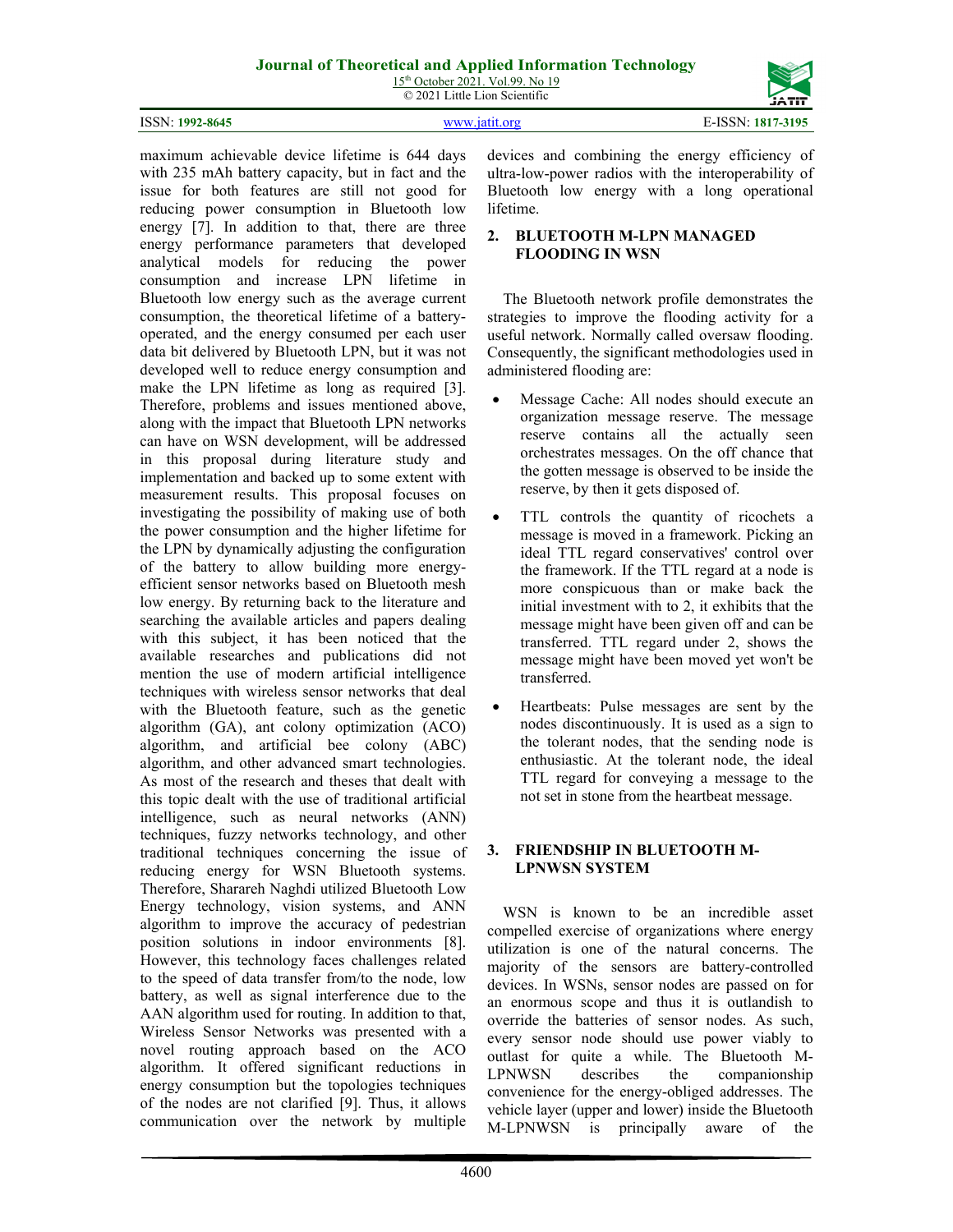maximum achievable device lifetime is 644 days with 235 mAh battery capacity, but in fact and the issue for both features are still not good for reducing power consumption in Bluetooth low energy [7]. In addition to that, there are three energy performance parameters that developed analytical models for reducing the power consumption and increase LPN lifetime in Bluetooth low energy such as the average current consumption, the theoretical lifetime of a battery-operated, and the energy consumed per each user data bit delivered by Bluetooth LPN, but it was not developed well to reduce energy consumption and make the LPN lifetime as long as required [3]. Therefore, problems and issues mentioned above, along with the impact that Bluetooth LPN networks can have on WSN development, will be addressed in this proposal during literature study and implementation and backed up to some extent with measurement results. This proposal focuses on investigating the possibility of making use of both the power consumption and the higher lifetime for the LPN by dynamically adjusting the configuration of the battery to allow building more energy-efficient sensor networks based on Bluetooth mesh low energy. By returning back to the literature and searching the available articles and papers dealing with this subject, it has been noticed that the available researches and publications did not mention the use of modern artificial intelligence techniques with wireless sensor networks that deal with the Bluetooth feature, such as the genetic algorithm (GA), ant colony optimization (ACO) algorithm, and artificial bee colony (ABC) algorithm, and other advanced smart technologies. As most of the research and theses that dealt with this topic dealt with the use of traditional artificial intelligence, such as neural networks (ANN) techniques, fuzzy networks technology, and other traditional techniques concerning the issue of reducing energy for WSN Bluetooth systems. Therefore, Sharareh Naghdi utilized Bluetooth Low Energy technology, vision systems, and ANN algorithm to improve the accuracy of pedestrian position solutions in indoor environments [8]. However, this technology faces challenges related to the speed of data transfer from/to the node, low battery, as well as signal interference due to the AAN algorithm used for routing. In addition to that, Wireless Sensor Networks was presented with a novel routing approach based on the ACO algorithm. It offered significant reductions in energy consumption but the topologies techniques of the nodes are not clarified [9]. Thus, it allows communication over the network by multiple devices and combining the energy efficiency of ultra-low-power radios with the interoperability of Bluetooth low energy with a long operational lifetime.

## 2. BLUETOOTH M-LPN MANAGED FLOODING IN WSN

The Bluetooth network profile demonstrates the strategies to improve the flooding activity for a useful network. Normally called oversaw flooding. Consequently, the significant methodologies used in administered flooding are:

- Message Cache: All nodes should execute an organization message reserve. The message reserve contains all the actually seen orchestrates messages. On the off chance that the gotten message is observed to be inside the reserve, by then it gets disposed of.
- TTL controls the quantity of ricochets a message is moved in a framework. Picking an ideal TTL regard conservatives' control over the framework. If the TTL regard at a node is more conspicuous than or make back the initial investment with to 2, it exhibits that the message might have been given off and can be transferred. TTL regard under 2, shows the message might have been moved yet won't be transferred.
- Heartbeats: Pulse messages are sent by the nodes discontinuously. It is used as a sign to the tolerant nodes, that the sending node is enthusiastic. At the tolerant node, the ideal TTL regard for conveying a message to the not set in stone from the heartbeat message.

## 3. FRIENDSHIP IN BLUETOOTH M-LPNWSN SYSTEM

WSN is known to be an incredible asset compelled exercise of organizations where energy utilization is one of the natural concerns. The majority of the sensors are battery-controlled devices. In WSNs, sensor nodes are passed on for an enormous scope and thus it is outlandish to override the batteries of sensor nodes. As such, every sensor node should use power viably to outlast for quite a while. The Bluetooth M-LPNWSN describes the companionship convenience for the energy-obliged addresses. The vehicle layer (upper and lower) inside the Bluetooth M-LPNWSN is principally aware of the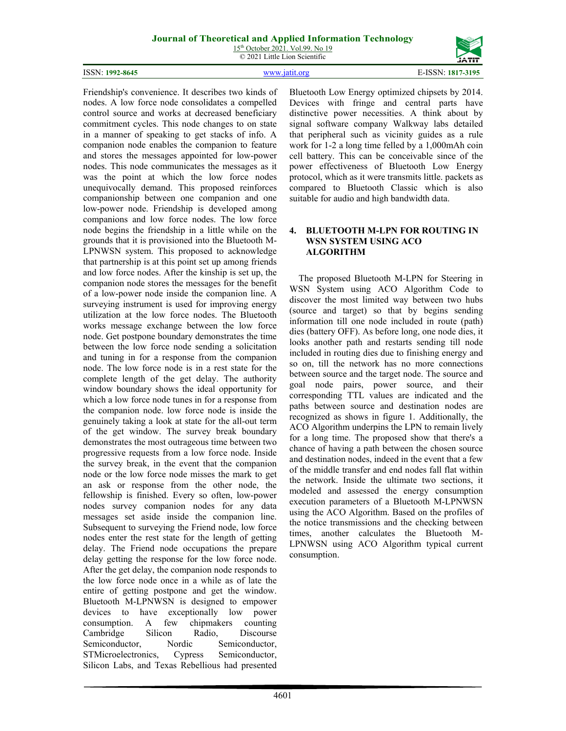Friendship's convenience. It describes two kinds of nodes. A low force node consolidates a compelled control source and works at decreased beneficiary commitment cycles. This node changes to on state in a manner of speaking to get stacks of info. A companion node enables the companion to feature and stores the messages appointed for low-power nodes. This node communicates the messages as it was the point at which the low force nodes unequivocally demand. This proposed reinforces companionship between one companion and one low-power node. Friendship is developed among companions and low force nodes. The low force node begins the friendship in a little while on the grounds that it is provisioned into the Bluetooth M-LPNWSN system. This proposed to acknowledge that partnership is at this point set up among friends and low force nodes. After the kinship is set up, the companion node stores the messages for the benefit of a low-power node inside the companion line. A surveying instrument is used for improving energy utilization at the low force nodes. The Bluetooth works message exchange between the low force node. Get postpone boundary demonstrates the time between the low force node sending a solicitation and tuning in for a response from the companion node. The low force node is in a rest state for the complete length of the get delay. The authority window boundary shows the ideal opportunity for which a low force node tunes in for a response from the companion node. low force node is inside the genuinely taking a look at state for the all-out term of the get window. The survey break boundary demonstrates the most outrageous time between two progressive requests from a low force node. Inside the survey break, in the event that the companion node or the low force node misses the mark to get an ask or response from the other node, the fellowship is finished. Every so often, low-power nodes survey companion nodes for any data messages set aside inside the companion line. Subsequent to surveying the Friend node, low force nodes enter the rest state for the length of getting delay. The Friend node occupations the prepare delay getting the response for the low force node. After the get delay, the companion node responds to the low force node once in a while as of late the entire of getting postpone and get the window. Bluetooth M-LPNWSN is designed to empower devices to have exceptionally low power consumption. A few chipmakers counting Cambridge Silicon Radio, Discourse Semiconductor, Nordic Semiconductor, STMicroelectronics, Cypress Semiconductor, Silicon Labs, and Texas Rebellious had presented Bluetooth Low Energy optimized chipsets by 2014. Devices with fringe and central parts have distinctive power necessities. A think about by signal software company Walkway labs detailed that peripheral such as vicinity guides as a rule work for 1-2 a long time felled by a 1,000mAh coin cell battery. This can be conceivable since of the power effectiveness of Bluetooth Low Energy protocol, which as it were transmits little. packets as compared to Bluetooth Classic which is also suitable for audio and high bandwidth data.

## 4. BLUETOOTH M-LPN FOR ROUTING IN WSN SYSTEM USING ACO ALGORITHM

The proposed Bluetooth M-LPN for Steering in WSN System using ACO Algorithm Code to discover the most limited way between two hubs (source and target) so that by begins sending information till one node included in route (path) dies (battery OFF). As before long, one node dies, it looks another path and restarts sending till node included in routing dies due to finishing energy and so on, till the network has no more connections between source and the target node. The source and goal node pairs, power source, and their corresponding TTL values are indicated and the paths between source and destination nodes are recognized as shows in figure 1. Additionally, the ACO Algorithm underpins the LPN to remain lively for a long time. The proposed show that there's a chance of having a path between the chosen source and destination nodes, indeed in the event that a few of the middle transfer and end nodes fall flat within the network. Inside the ultimate two sections, it modeled and assessed the energy consumption execution parameters of a Bluetooth M-LPNWSN using the ACO Algorithm. Based on the profiles of the notice transmissions and the checking between times, another calculates the Bluetooth M-LPNWSN using ACO Algorithm typical current consumption.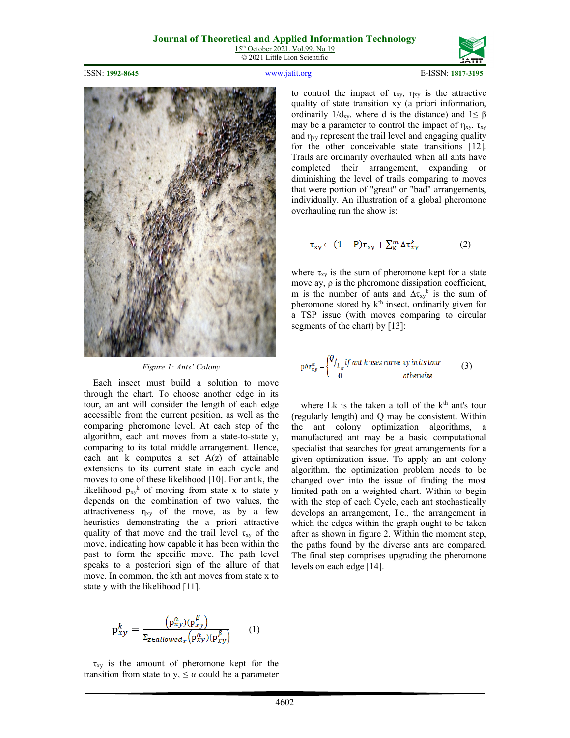Figure 1: Ants' Colony

Each insect must build a solution to move through the chart. To choose another edge in its tour, an ant will consider the length of each edge accessible from the current position, as well as the comparing pheromone level. At each step of the algorithm, each ant moves from a state-to-state y, comparing to its total middle arrangement. Hence, each ant k computes a set A(z) of attainable extensions to its current state in each cycle and moves to one of these likelihood [10]. For ant k, the likelihood $p_{xy}^{k}$ of moving from state x to state y depends on the combination of two values, the attractiveness $\eta_{xy}$ of the move, as by a few heuristics demonstrating the a priori attractive quality of that move and the trail level $\tau_{xy}$ of the move, indicating how capable it has been within the past to form the specific move. The path level speaks to a posteriori sign of the allure of that move. In common, the kth ant moves from state x to state y with the likelihood [11].

$$p_{xy}^{k} = \frac{\left(p_{xy}^{\alpha}\right)\left(p_{xy}^{\beta}\right)}{\Sigma_{z \in allowed_x}\left(p_{xy}^{\alpha}\right)\left(p_{xy}^{\beta}\right)} \quad (1)$$

$\tau_{xy}$ is the amount of pheromone kept for the transition from state to y, $\leq \alpha$ could be a parameter to control the impact of $\tau_{xy}$, $\eta_{xy}$ is the attractive quality of state transition xy (a priori information, ordinarily $1/d_{xy}$. where d is the distance) and $1 \leq \beta$ may be a parameter to control the impact of $\eta_{xy}$. $\tau_{xy}$ and $\eta_{xy}$ represent the trail level and engaging quality for the other conceivable state transitions [12]. Trails are ordinarily overhauled when all ants have completed their arrangement, expanding or diminishing the level of trails comparing to moves that were portion of "great" or "bad" arrangements, individually. An illustration of a global pheromone overhauling run the show is:

$$\tau_{xy} \leftarrow (1 - P)\tau_{xy} + \sum_{k}^{m} \Delta\tau_{xy}^{k} \quad (2)$$

where $\tau_{xy}$ is the sum of pheromone kept for a state move ay, ρ is the pheromone dissipation coefficient, m is the number of ants and $\Delta\tau_{xy}^{k}$ is the sum of pheromone stored by k[th] insect, ordinarily given for a TSP issue (with moves comparing to circular segments of the chart) by [13]:

$$p\Delta\tau_{xy}^{k} = \begin{cases} Q/L_k & \text{if ant } k \text{ uses curve } xy \text{ in its tour} \\ 0 & \text{otherwise} \end{cases} \quad (3)$$

where Lk is the taken a toll of the k[th] ant's tour (regularly length) and Q may be consistent. Within the ant colony optimization algorithms, a manufactured ant may be a basic computational specialist that searches for great arrangements for a given optimization issue. To apply an ant colony algorithm, the optimization problem needs to be changed over into the issue of finding the most limited path on a weighted chart. Within to begin with the step of each Cycle, each ant stochastically develops an arrangement, I.e., the arrangement in which the edges within the graph ought to be taken after as shown in figure 2. Within the moment step, the paths found by the diverse ants are compared. The final step comprises upgrading the pheromone levels on each edge [14].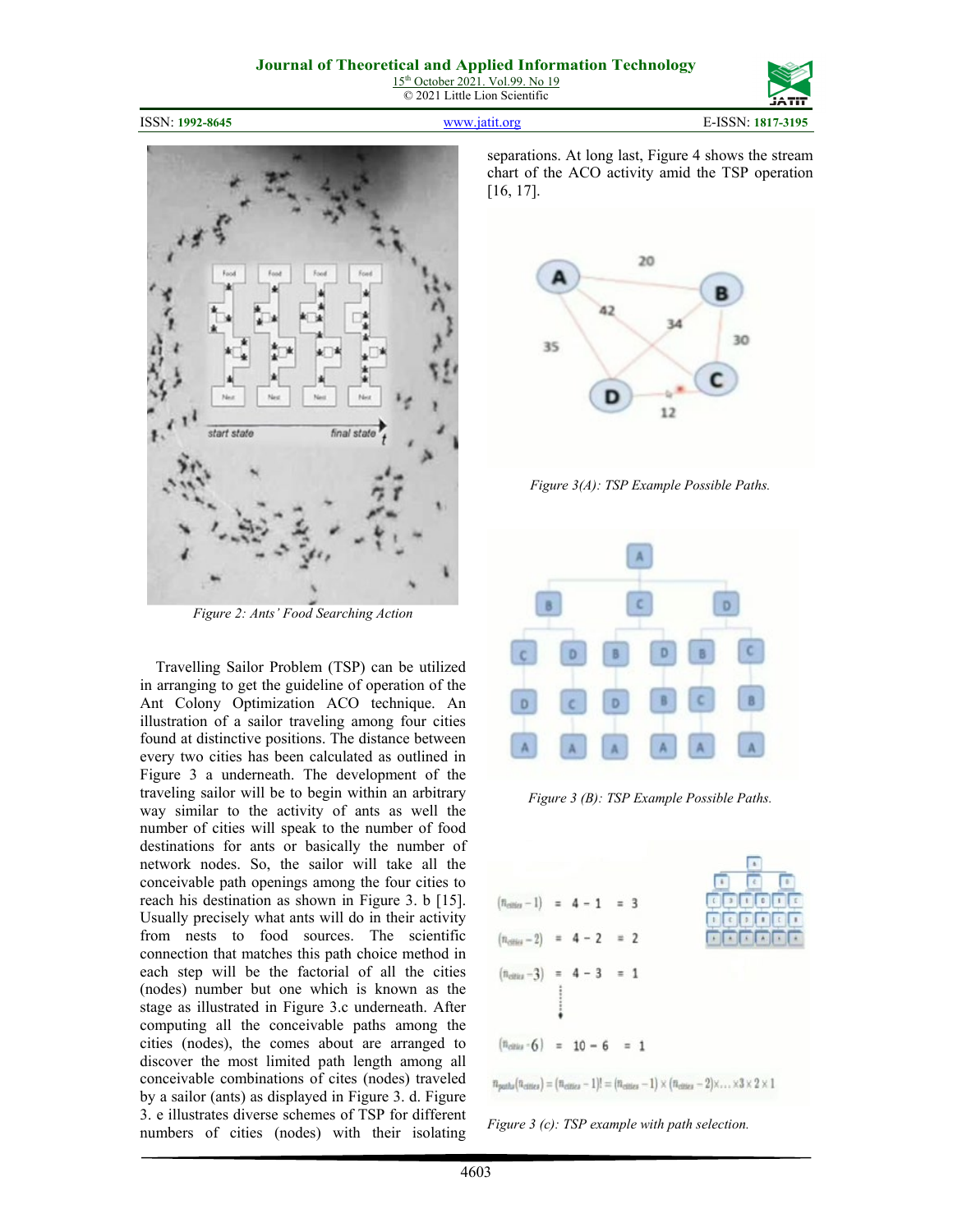Figure 2: Ants' Food Searching Action

Travelling Sailor Problem (TSP) can be utilized in arranging to get the guideline of operation of the Ant Colony Optimization ACO technique. An illustration of a sailor traveling among four cities found at distinctive positions. The distance between every two cities has been calculated as outlined in Figure 3 a underneath. The development of the traveling sailor will be to begin within an arbitrary way similar to the activity of ants as well the number of cities will speak to the number of food destinations for ants or basically the number of network nodes. So, the sailor will take all the conceivable path openings among the four cities to reach his destination as shown in Figure 3. b [15]. Usually precisely what ants will do in their activity from nests to food sources. The scientific connection that matches this path choice method in each step will be the factorial of all the cities (nodes) number but one which is known as the stage as illustrated in Figure 3.c underneath. After computing all the conceivable paths among the cities (nodes), the comes about are arranged to discover the most limited path length among all conceivable combinations of cites (nodes) traveled by a sailor (ants) as displayed in Figure 3. d. Figure 3. e illustrates diverse schemes of TSP for different numbers of cities (nodes) with their isolating separations. At long last, Figure 4 shows the stream chart of the ACO activity amid the TSP operation [16, 17].

Figure 3(A): TSP Example Possible Paths.

Figure 3 (B): TSP Example Possible Paths.

Figure 3 (c): TSP example with path selection.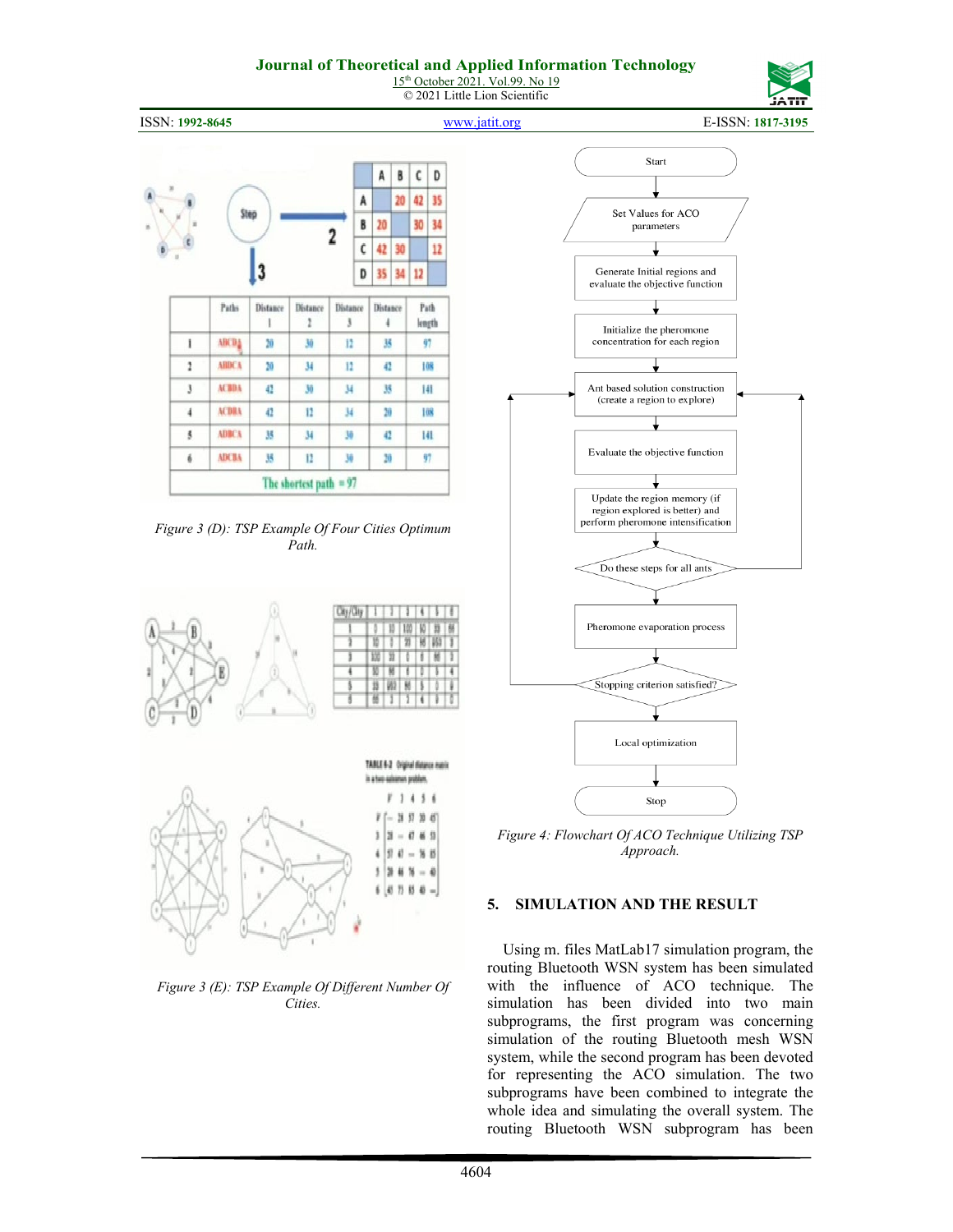Figure 3 (D): TSP Example Of Four Cities Optimum Path.

Figure 3 (E): TSP Example Of Different Number Of Cities.

Figure 4: Flowchart Of ACO Technique Utilizing TSP Approach.

## 5. SIMULATION AND THE RESULT

Using m. files MatLab17 simulation program, the routing Bluetooth WSN system has been simulated with the influence of ACO technique. The simulation has been divided into two main subprograms, the first program was concerning simulation of the routing Bluetooth mesh WSN system, while the second program has been devoted for representing the ACO simulation. The two subprograms have been combined to integrate the whole idea and simulating the overall system. The routing Bluetooth WSN subprogram has been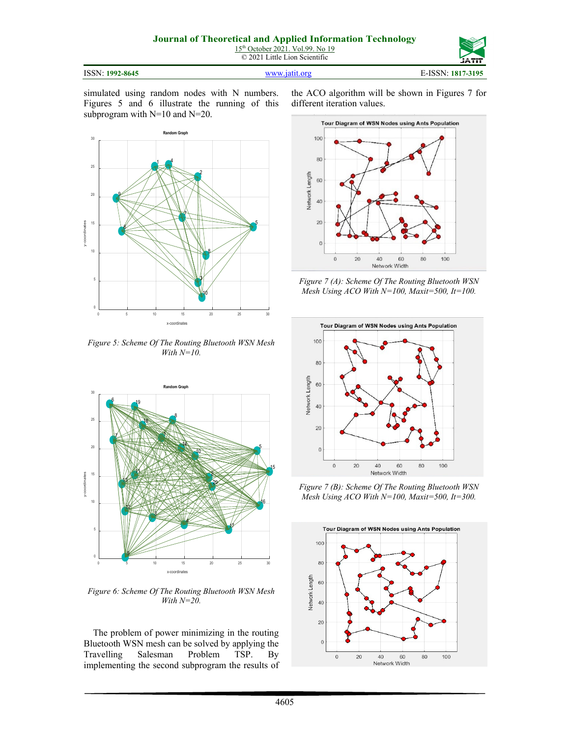simulated using random nodes with N numbers. Figures 5 and 6 illustrate the running of this subprogram with N=10 and N=20.

*Figure 5: Scheme Of The Routing Bluetooth WSN Mesh With N=10.*

*Figure 6: Scheme Of The Routing Bluetooth WSN Mesh With N=20.*

The problem of power minimizing in the routing Bluetooth WSN mesh can be solved by applying the Travelling Salesman Problem TSP. By implementing the second subprogram the results of the ACO algorithm will be shown in Figures 7 for different iteration values.

*Figure 7 (A): Scheme Of The Routing Bluetooth WSN Mesh Using ACO With N=100, Maxit=500, It=100.*

*Figure 7 (B): Scheme Of The Routing Bluetooth WSN Mesh Using ACO With N=100, Maxit=500, It=300.*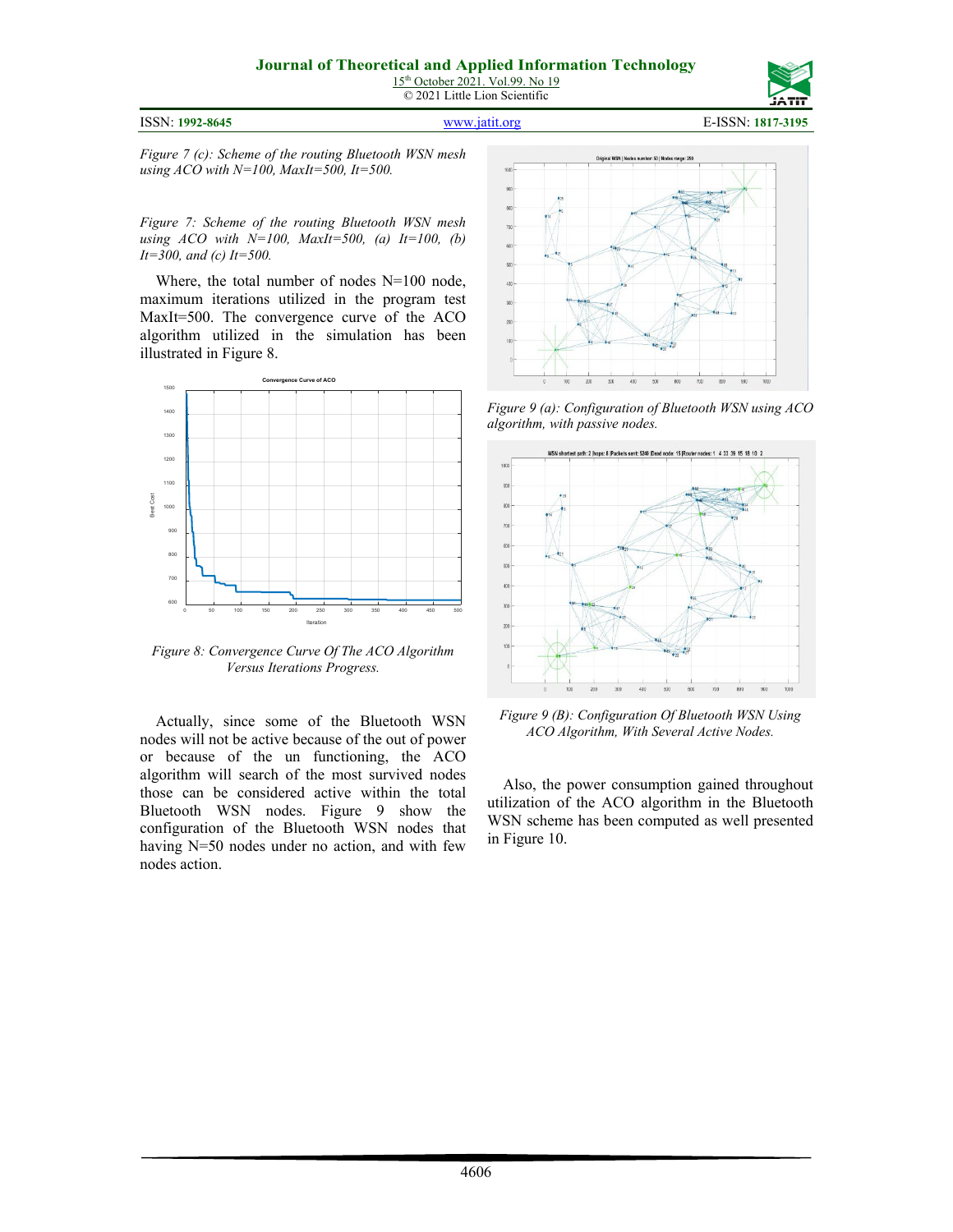*Figure 7 (c): Scheme of the routing Bluetooth WSN mesh using ACO with N=100, MaxIt=500, It=500.*

*Figure 7: Scheme of the routing Bluetooth WSN mesh using ACO with N=100, MaxIt=500, (a) It=100, (b) It=300, and (c) It=500.*

Where, the total number of nodes N=100 node, maximum iterations utilized in the program test MaxIt=500. The convergence curve of the ACO algorithm utilized in the simulation has been illustrated in Figure 8.

*Figure 8: Convergence Curve Of The ACO Algorithm Versus Iterations Progress.*

Actually, since some of the Bluetooth WSN nodes will not be active because of the out of power or because of the un functioning, the ACO algorithm will search of the most survived nodes those can be considered active within the total Bluetooth WSN nodes. Figure 9 show the configuration of the Bluetooth WSN nodes that having N=50 nodes under no action, and with few nodes action.

*Figure 9 (a): Configuration of Bluetooth WSN using ACO algorithm, with passive nodes.*

*Figure 9 (B): Configuration Of Bluetooth WSN Using ACO Algorithm, With Several Active Nodes.*

Also, the power consumption gained throughout utilization of the ACO algorithm in the Bluetooth WSN scheme has been computed as well presented in Figure 10.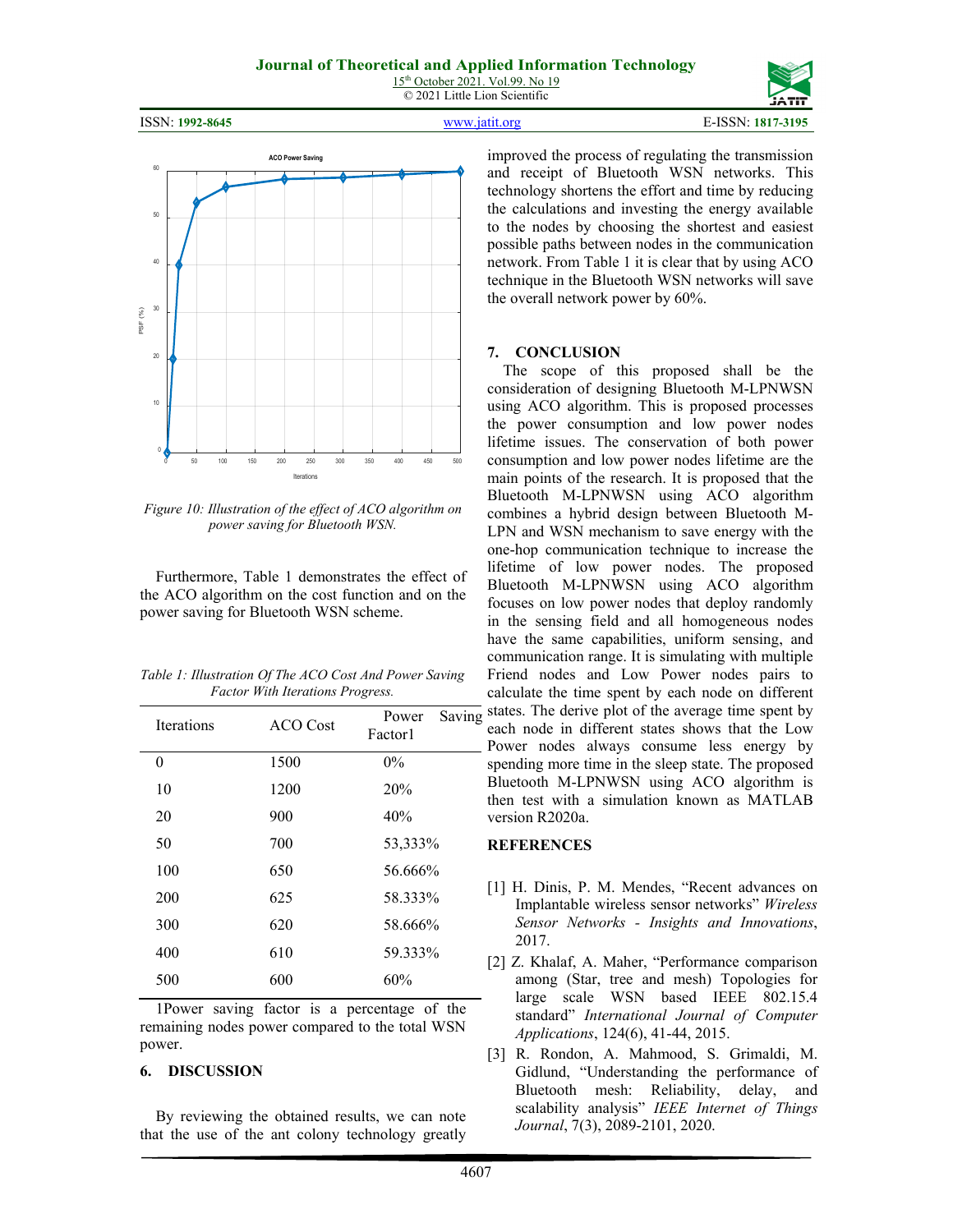Figure 10: Illustration of the effect of ACO algorithm on power saving for Bluetooth WSN.

Furthermore, Table 1 demonstrates the effect of the ACO algorithm on the cost function and on the power saving for Bluetooth WSN scheme.

Table 1: Illustration Of The ACO Cost And Power Saving Factor With Iterations Progress.

| Iterations | ACO Cost | Power Saving Factor1 |
|---|---|---|
| 0 | 1500 | 0% |
| 10 | 1200 | 20% |
| 20 | 900 | 40% |
| 50 | 700 | 53,333% |
| 100 | 650 | 56.666% |
| 200 | 625 | 58.333% |
| 300 | 620 | 58.666% |
| 400 | 610 | 59.333% |
| 500 | 600 | 60% |

1Power saving factor is a percentage of the remaining nodes power compared to the total WSN power.

## 6. DISCUSSION

By reviewing the obtained results, we can note that the use of the ant colony technology greatly improved the process of regulating the transmission and receipt of Bluetooth WSN networks. This technology shortens the effort and time by reducing the calculations and investing the energy available to the nodes by choosing the shortest and easiest possible paths between nodes in the communication network. From Table 1 it is clear that by using ACO technique in the Bluetooth WSN networks will save the overall network power by 60%.

## 7. CONCLUSION

The scope of this proposed shall be the consideration of designing Bluetooth M-LPNWSN using ACO algorithm. This is proposed processes the power consumption and low power nodes lifetime issues. The conservation of both power consumption and low power nodes lifetime are the main points of the research. It is proposed that the Bluetooth M-LPNWSN using ACO algorithm combines a hybrid design between Bluetooth M-LPN and WSN mechanism to save energy with the one-hop communication technique to increase the lifetime of low power nodes. The proposed Bluetooth M-LPNWSN using ACO algorithm focuses on low power nodes that deploy randomly in the sensing field and all homogeneous nodes have the same capabilities, uniform sensing, and communication range. It is simulating with multiple Friend nodes and Low Power nodes pairs to calculate the time spent by each node on different states. The derive plot of the average time spent by each node in different states shows that the Low Power nodes always consume less energy by spending more time in the sleep state. The proposed Bluetooth M-LPNWSN using ACO algorithm is then test with a simulation known as MATLAB version R2020a.

## REFERENCES

[1] H. Dinis, P. M. Mendes, "Recent advances on Implantable wireless sensor networks" *Wireless Sensor Networks - Insights and Innovations*, 2017.

[2] Z. Khalaf, A. Maher, "Performance comparison among (Star, tree and mesh) Topologies for large scale WSN based IEEE 802.15.4 standard" *International Journal of Computer Applications*, 124(6), 41-44, 2015.

[3] R. Rondon, A. Mahmood, S. Grimaldi, M. Gidlund, "Understanding the performance of Bluetooth mesh: Reliability, delay, and scalability analysis" *IEEE Internet of Things Journal*, 7(3), 2089-2101, 2020.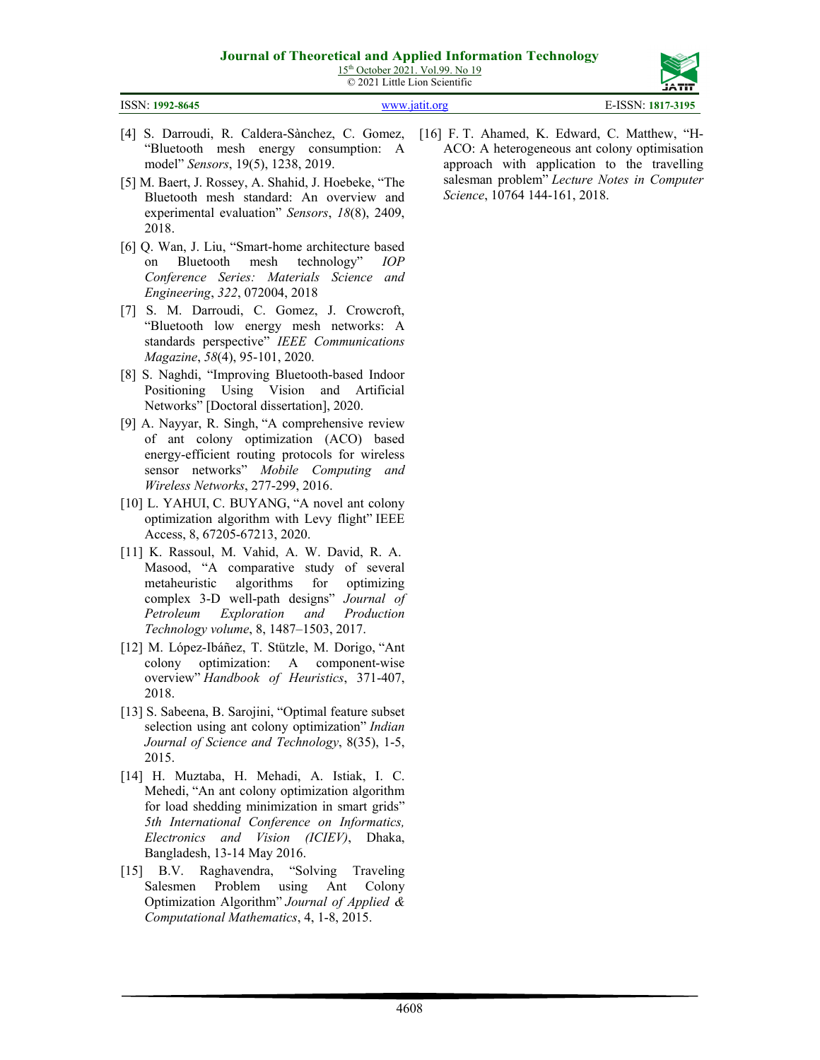[4] S. Darroudi, R. Caldera-Sànchez, C. Gomez, "Bluetooth mesh energy consumption: A model" *Sensors*, 19(5), 1238, 2019.

[5] M. Baert, J. Rossey, A. Shahid, J. Hoebeke, "The Bluetooth mesh standard: An overview and experimental evaluation" *Sensors*, *18*(8), 2409, 2018.

[6] Q. Wan, J. Liu, "Smart-home architecture based on Bluetooth mesh technology" *IOP Conference Series: Materials Science and Engineering*, *322*, 072004, 2018

[7] S. M. Darroudi, C. Gomez, J. Crowcroft, "Bluetooth low energy mesh networks: A standards perspective" *IEEE Communications Magazine*, *58*(4), 95-101, 2020.

[8] S. Naghdi, "Improving Bluetooth-based Indoor Positioning Using Vision and Artificial Networks" [Doctoral dissertation], 2020.

[9] A. Nayyar, R. Singh, "A comprehensive review of ant colony optimization (ACO) based energy-efficient routing protocols for wireless sensor networks" *Mobile Computing and Wireless Networks*, 277-299, 2016.

[10] L. YAHUI, C. BUYANG, "A novel ant colony optimization algorithm with Levy flight" IEEE Access, 8, 67205-67213, 2020.

[11] K. Rassoul, M. Vahid, A. W. David, R. A. Masood, "A comparative study of several metaheuristic algorithms for optimizing complex 3-D well-path designs" *Journal of Petroleum Exploration and Production Technology volume*, 8, 1487–1503, 2017.

[12] M. López-Ibáñez, T. Stützle, M. Dorigo, "Ant colony optimization: A component-wise overview" *Handbook of Heuristics*, 371-407, 2018.

[13] S. Sabeena, B. Sarojini, "Optimal feature subset selection using ant colony optimization" *Indian Journal of Science and Technology*, 8(35), 1-5, 2015.

[14] H. Muztaba, H. Mehadi, A. Istiak, I. C. Mehedi, "An ant colony optimization algorithm for load shedding minimization in smart grids" *5th International Conference on Informatics, Electronics and Vision (ICIEV)*, Dhaka, Bangladesh, 13-14 May 2016.

[15] B.V. Raghavendra, "Solving Traveling Salesmen Problem using Ant Colony Optimization Algorithm" *Journal of Applied & Computational Mathematics*, 4, 1-8, 2015.

[16] F. T. Ahamed, K. Edward, C. Matthew, "H-ACO: A heterogeneous ant colony optimisation approach with application to the travelling salesman problem" *Lecture Notes in Computer Science*, 10764 144-161, 2018.